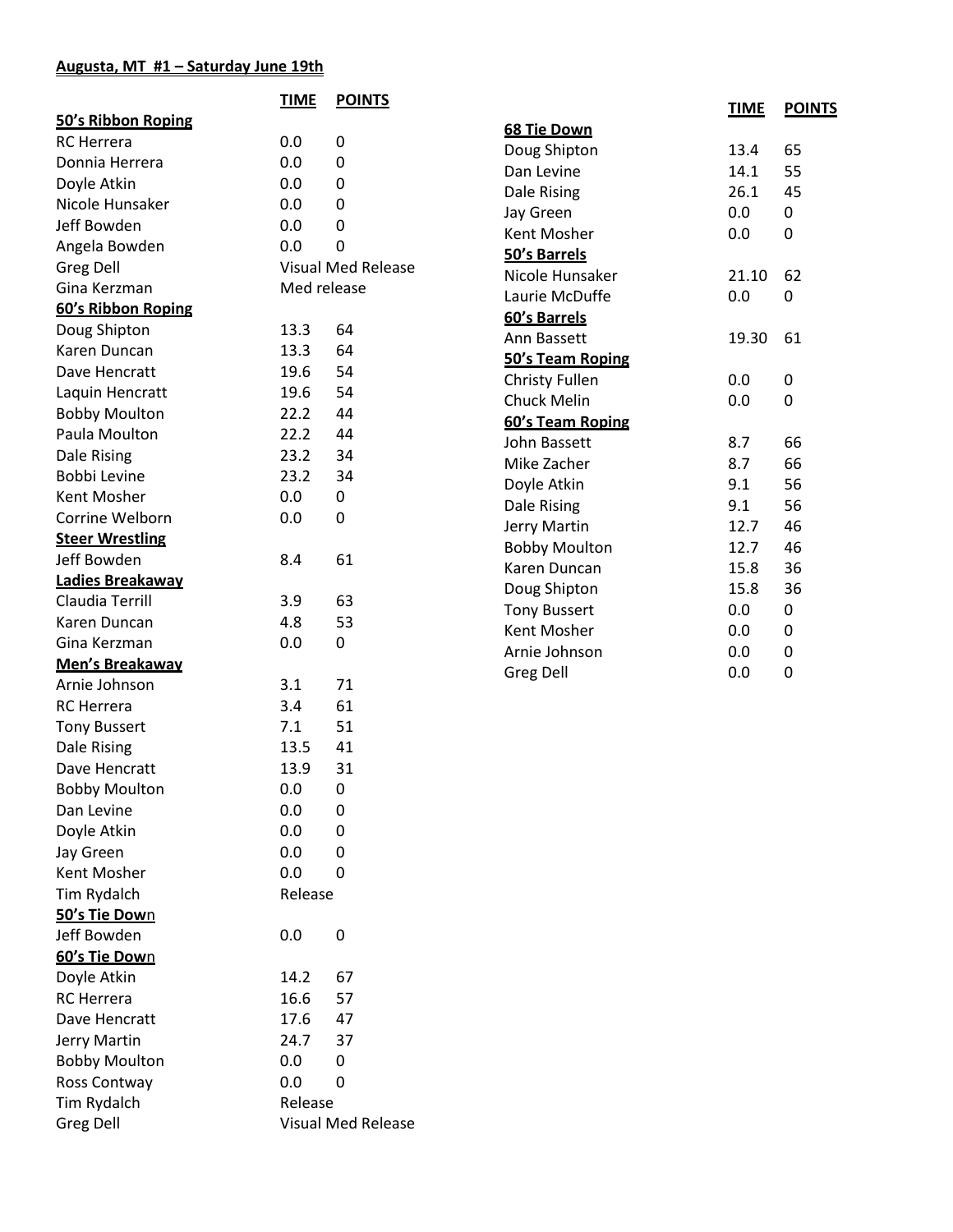## Augusta, MT #1 – Saturday June 19th

| | TIME | POINTS |
|---|---|---|
| **50's Ribbon Roping** | | |
| RC Herrera | 0.0 | 0 |
| Donnia Herrera | 0.0 | 0 |
| Doyle Atkin | 0.0 | 0 |
| Nicole Hunsaker | 0.0 | 0 |
| Jeff Bowden | 0.0 | 0 |
| Angela Bowden | 0.0 | 0 |
| Greg Dell | Visual Med Release | |
| Gina Kerzman | Med release | |
| **60's Ribbon Roping** | | |
| Doug Shipton | 13.3 | 64 |
| Karen Duncan | 13.3 | 64 |
| Dave Hencratt | 19.6 | 54 |
| Laquin Hencratt | 19.6 | 54 |
| Bobby Moulton | 22.2 | 44 |
| Paula Moulton | 22.2 | 44 |
| Dale Rising | 23.2 | 34 |
| Bobbi Levine | 23.2 | 34 |
| Kent Mosher | 0.0 | 0 |
| Corrine Welborn | 0.0 | 0 |
| **Steer Wrestling** | | |
| Jeff Bowden | 8.4 | 61 |
| **Ladies Breakaway** | | |
| Claudia Terrill | 3.9 | 63 |
| Karen Duncan | 4.8 | 53 |
| Gina Kerzman | 0.0 | 0 |
| **Men's Breakaway** | | |
| Arnie Johnson | 3.1 | 71 |
| RC Herrera | 3.4 | 61 |
| Tony Bussert | 7.1 | 51 |
| Dale Rising | 13.5 | 41 |
| Dave Hencratt | 13.9 | 31 |
| Bobby Moulton | 0.0 | 0 |
| Dan Levine | 0.0 | 0 |
| Doyle Atkin | 0.0 | 0 |
| Jay Green | 0.0 | 0 |
| Kent Mosher | 0.0 | 0 |
| Tim Rydalch | Release | |
| **50's Tie Down** | | |
| Jeff Bowden | 0.0 | 0 |
| **60's Tie Down** | | |
| Doyle Atkin | 14.2 | 67 |
| RC Herrera | 16.6 | 57 |
| Dave Hencratt | 17.6 | 47 |
| Jerry Martin | 24.7 | 37 |
| Bobby Moulton | 0.0 | 0 |
| Ross Contway | 0.0 | 0 |
| Tim Rydalch | Release | |
| Greg Dell | Visual Med Release | |

| | TIME | POINTS |
|---|---|---|
| **68 Tie Down** | | |
| Doug Shipton | 13.4 | 65 |
| Dan Levine | 14.1 | 55 |
| Dale Rising | 26.1 | 45 |
| Jay Green | 0.0 | 0 |
| Kent Mosher | 0.0 | 0 |
| **50's Barrels** | | |
| Nicole Hunsaker | 21.10 | 62 |
| Laurie McDuffe | 0.0 | 0 |
| **60's Barrels** | | |
| Ann Bassett | 19.30 | 61 |
| **50's Team Roping** | | |
| Christy Fullen | 0.0 | 0 |
| Chuck Melin | 0.0 | 0 |
| **60's Team Roping** | | |
| John Bassett | 8.7 | 66 |
| Mike Zacher | 8.7 | 66 |
| Doyle Atkin | 9.1 | 56 |
| Dale Rising | 9.1 | 56 |
| Jerry Martin | 12.7 | 46 |
| Bobby Moulton | 12.7 | 46 |
| Karen Duncan | 15.8 | 36 |
| Doug Shipton | 15.8 | 36 |
| Tony Bussert | 0.0 | 0 |
| Kent Mosher | 0.0 | 0 |
| Arnie Johnson | 0.0 | 0 |
| Greg Dell | 0.0 | 0 |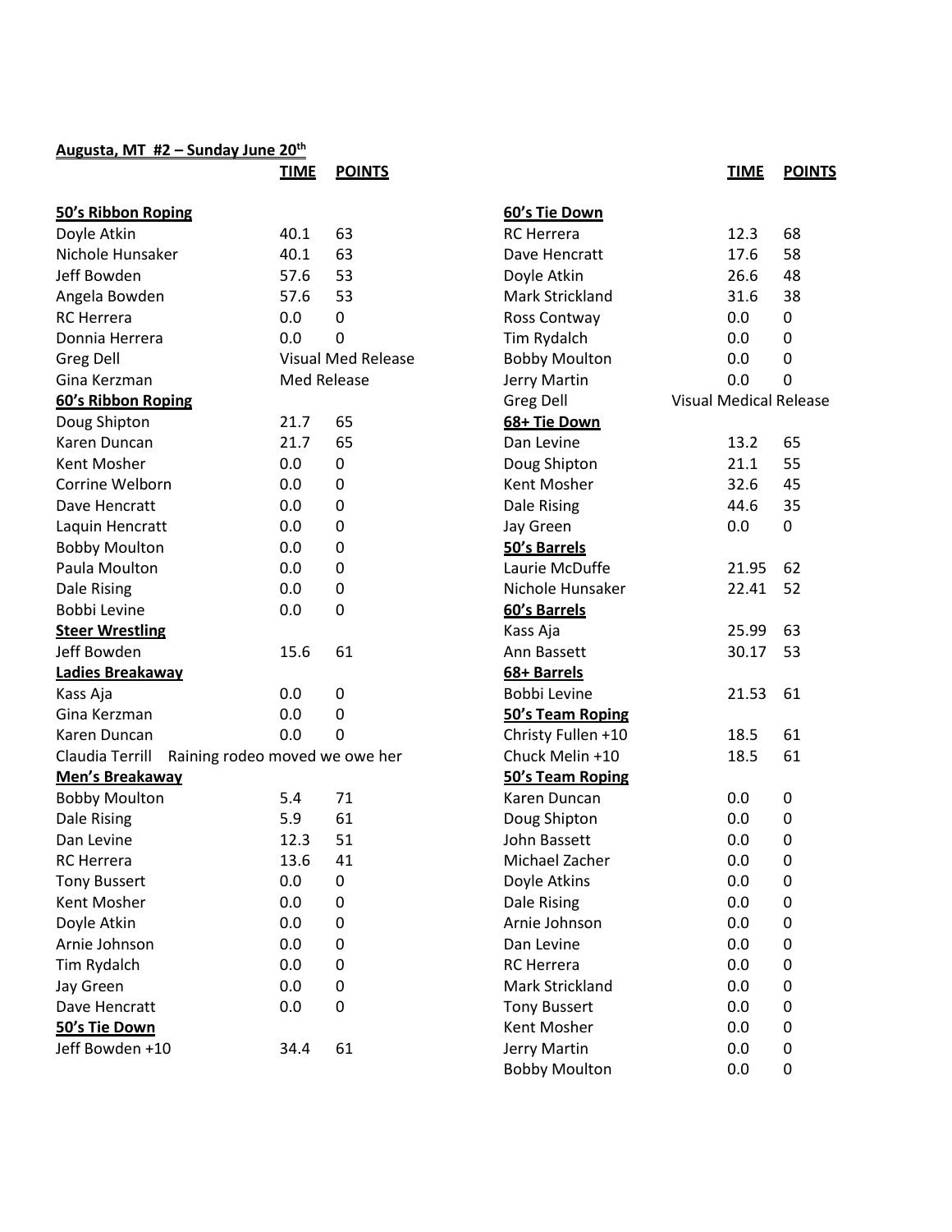**Augusta, MT #2 – Sunday June 20th**

| | TIME | POINTS |
|---|---|---|
| **50's Ribbon Roping** | | |
| Doyle Atkin | 40.1 | 63 |
| Nichole Hunsaker | 40.1 | 63 |
| Jeff Bowden | 57.6 | 53 |
| Angela Bowden | 57.6 | 53 |
| RC Herrera | 0.0 | 0 |
| Donnia Herrera | 0.0 | 0 |
| Greg Dell | Visual Med Release | |
| Gina Kerzman | Med Release | |
| **60's Ribbon Roping** | | |
| Doug Shipton | 21.7 | 65 |
| Karen Duncan | 21.7 | 65 |
| Kent Mosher | 0.0 | 0 |
| Corrine Welborn | 0.0 | 0 |
| Dave Hencratt | 0.0 | 0 |
| Laquin Hencratt | 0.0 | 0 |
| Bobby Moulton | 0.0 | 0 |
| Paula Moulton | 0.0 | 0 |
| Dale Rising | 0.0 | 0 |
| Bobbi Levine | 0.0 | 0 |
| **Steer Wrestling** | | |
| Jeff Bowden | 15.6 | 61 |
| **Ladies Breakaway** | | |
| Kass Aja | 0.0 | 0 |
| Gina Kerzman | 0.0 | 0 |
| Karen Duncan | 0.0 | 0 |
| Claudia Terrill | Raining rodeo moved we owe her | |
| **Men's Breakaway** | | |
| Bobby Moulton | 5.4 | 71 |
| Dale Rising | 5.9 | 61 |
| Dan Levine | 12.3 | 51 |
| RC Herrera | 13.6 | 41 |
| Tony Bussert | 0.0 | 0 |
| Kent Mosher | 0.0 | 0 |
| Doyle Atkin | 0.0 | 0 |
| Arnie Johnson | 0.0 | 0 |
| Tim Rydalch | 0.0 | 0 |
| Jay Green | 0.0 | 0 |
| Dave Hencratt | 0.0 | 0 |
| **50's Tie Down** | | |
| Jeff Bowden +10 | 34.4 | 61 |

| | TIME | POINTS |
|---|---|---|
| **60's Tie Down** | | |
| RC Herrera | 12.3 | 68 |
| Dave Hencratt | 17.6 | 58 |
| Doyle Atkin | 26.6 | 48 |
| Mark Strickland | 31.6 | 38 |
| Ross Contway | 0.0 | 0 |
| Tim Rydalch | 0.0 | 0 |
| Bobby Moulton | 0.0 | 0 |
| Jerry Martin | 0.0 | 0 |
| Greg Dell | Visual Medical Release | |
| **68+ Tie Down** | | |
| Dan Levine | 13.2 | 65 |
| Doug Shipton | 21.1 | 55 |
| Kent Mosher | 32.6 | 45 |
| Dale Rising | 44.6 | 35 |
| Jay Green | 0.0 | 0 |
| **50's Barrels** | | |
| Laurie McDuffe | 21.95 | 62 |
| Nichole Hunsaker | 22.41 | 52 |
| **60's Barrels** | | |
| Kass Aja | 25.99 | 63 |
| Ann Bassett | 30.17 | 53 |
| **68+ Barrels** | | |
| Bobbi Levine | 21.53 | 61 |
| **50's Team Roping** | | |
| Christy Fullen +10 | 18.5 | 61 |
| Chuck Melin +10 | 18.5 | 61 |
| **50's Team Roping** | | |
| Karen Duncan | 0.0 | 0 |
| Doug Shipton | 0.0 | 0 |
| John Bassett | 0.0 | 0 |
| Michael Zacher | 0.0 | 0 |
| Doyle Atkins | 0.0 | 0 |
| Dale Rising | 0.0 | 0 |
| Arnie Johnson | 0.0 | 0 |
| Dan Levine | 0.0 | 0 |
| RC Herrera | 0.0 | 0 |
| Mark Strickland | 0.0 | 0 |
| Tony Bussert | 0.0 | 0 |
| Kent Mosher | 0.0 | 0 |
| Jerry Martin | 0.0 | 0 |
| Bobby Moulton | 0.0 | 0 |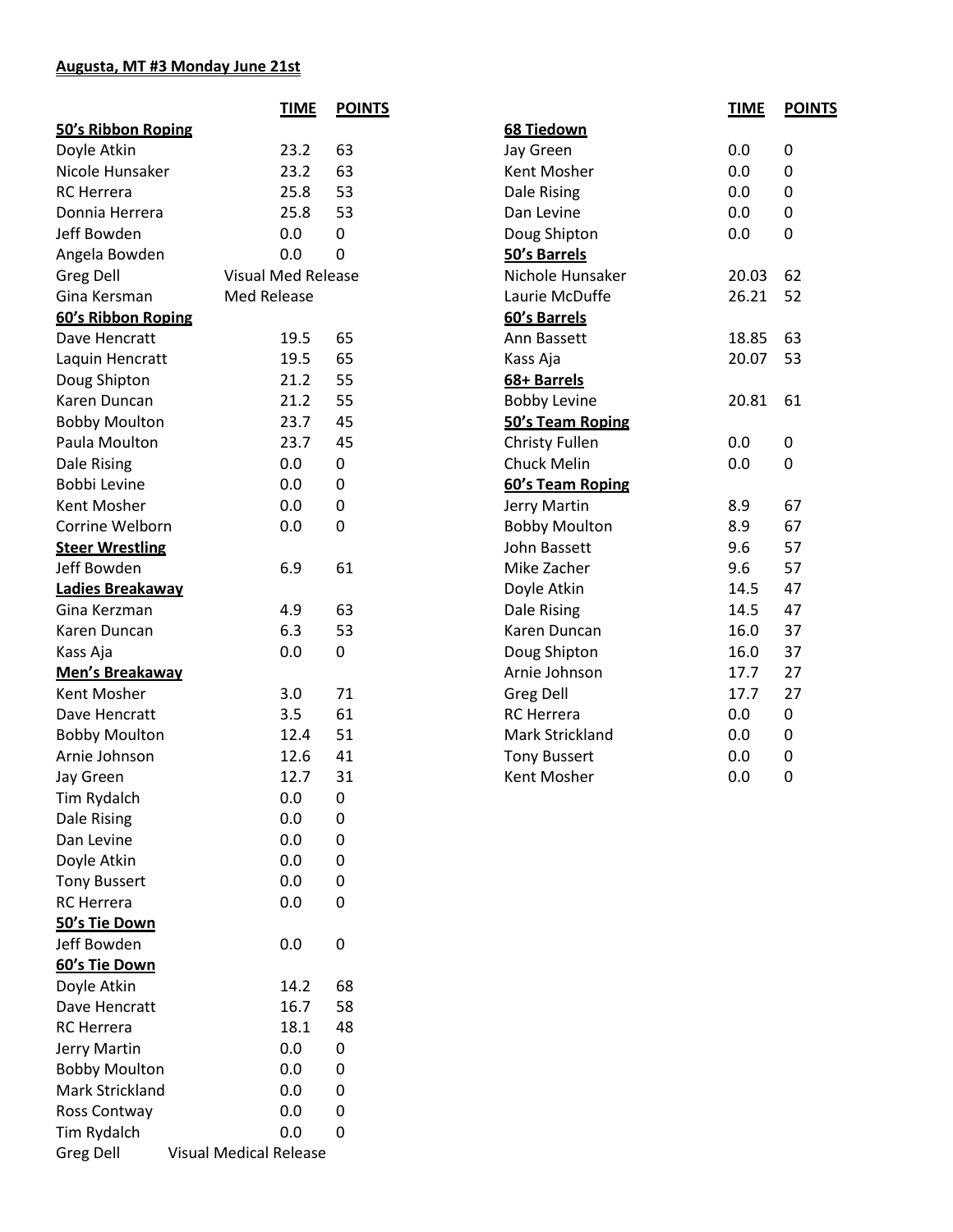**Augusta, MT #3 Monday June 21st**

| | TIME | POINTS |
|---|---|---|
| **50's Ribbon Roping** | | |
| Doyle Atkin | 23.2 | 63 |
| Nicole Hunsaker | 23.2 | 63 |
| RC Herrera | 25.8 | 53 |
| Donnia Herrera | 25.8 | 53 |
| Jeff Bowden | 0.0 | 0 |
| Angela Bowden | 0.0 | 0 |
| Greg Dell | Visual Med Release | |
| Gina Kersman | Med Release | |
| **60's Ribbon Roping** | | |
| Dave Hencratt | 19.5 | 65 |
| Laquin Hencratt | 19.5 | 65 |
| Doug Shipton | 21.2 | 55 |
| Karen Duncan | 21.2 | 55 |
| Bobby Moulton | 23.7 | 45 |
| Paula Moulton | 23.7 | 45 |
| Dale Rising | 0.0 | 0 |
| Bobbi Levine | 0.0 | 0 |
| Kent Mosher | 0.0 | 0 |
| Corrine Welborn | 0.0 | 0 |
| **Steer Wrestling** | | |
| Jeff Bowden | 6.9 | 61 |
| **Ladies Breakaway** | | |
| Gina Kerzman | 4.9 | 63 |
| Karen Duncan | 6.3 | 53 |
| Kass Aja | 0.0 | 0 |
| **Men's Breakaway** | | |
| Kent Mosher | 3.0 | 71 |
| Dave Hencratt | 3.5 | 61 |
| Bobby Moulton | 12.4 | 51 |
| Arnie Johnson | 12.6 | 41 |
| Jay Green | 12.7 | 31 |
| Tim Rydalch | 0.0 | 0 |
| Dale Rising | 0.0 | 0 |
| Dan Levine | 0.0 | 0 |
| Doyle Atkin | 0.0 | 0 |
| Tony Bussert | 0.0 | 0 |
| RC Herrera | 0.0 | 0 |
| **50's Tie Down** | | |
| Jeff Bowden | 0.0 | 0 |
| **60's Tie Down** | | |
| Doyle Atkin | 14.2 | 68 |
| Dave Hencratt | 16.7 | 58 |
| RC Herrera | 18.1 | 48 |
| Jerry Martin | 0.0 | 0 |
| Bobby Moulton | 0.0 | 0 |
| Mark Strickland | 0.0 | 0 |
| Ross Contway | 0.0 | 0 |
| Tim Rydalch | 0.0 | 0 |
| Greg Dell | Visual Medical Release | |

| | TIME | POINTS |
|---|---|---|
| **68 Tiedown** | | |
| Jay Green | 0.0 | 0 |
| Kent Mosher | 0.0 | 0 |
| Dale Rising | 0.0 | 0 |
| Dan Levine | 0.0 | 0 |
| Doug Shipton | 0.0 | 0 |
| **50's Barrels** | | |
| Nichole Hunsaker | 20.03 | 62 |
| Laurie McDuffe | 26.21 | 52 |
| **60's Barrels** | | |
| Ann Bassett | 18.85 | 63 |
| Kass Aja | 20.07 | 53 |
| **68+ Barrels** | | |
| Bobby Levine | 20.81 | 61 |
| **50's Team Roping** | | |
| Christy Fullen | 0.0 | 0 |
| Chuck Melin | 0.0 | 0 |
| **60's Team Roping** | | |
| Jerry Martin | 8.9 | 67 |
| Bobby Moulton | 8.9 | 67 |
| John Bassett | 9.6 | 57 |
| Mike Zacher | 9.6 | 57 |
| Doyle Atkin | 14.5 | 47 |
| Dale Rising | 14.5 | 47 |
| Karen Duncan | 16.0 | 37 |
| Doug Shipton | 16.0 | 37 |
| Arnie Johnson | 17.7 | 27 |
| Greg Dell | 17.7 | 27 |
| RC Herrera | 0.0 | 0 |
| Mark Strickland | 0.0 | 0 |
| Tony Bussert | 0.0 | 0 |
| Kent Mosher | 0.0 | 0 |